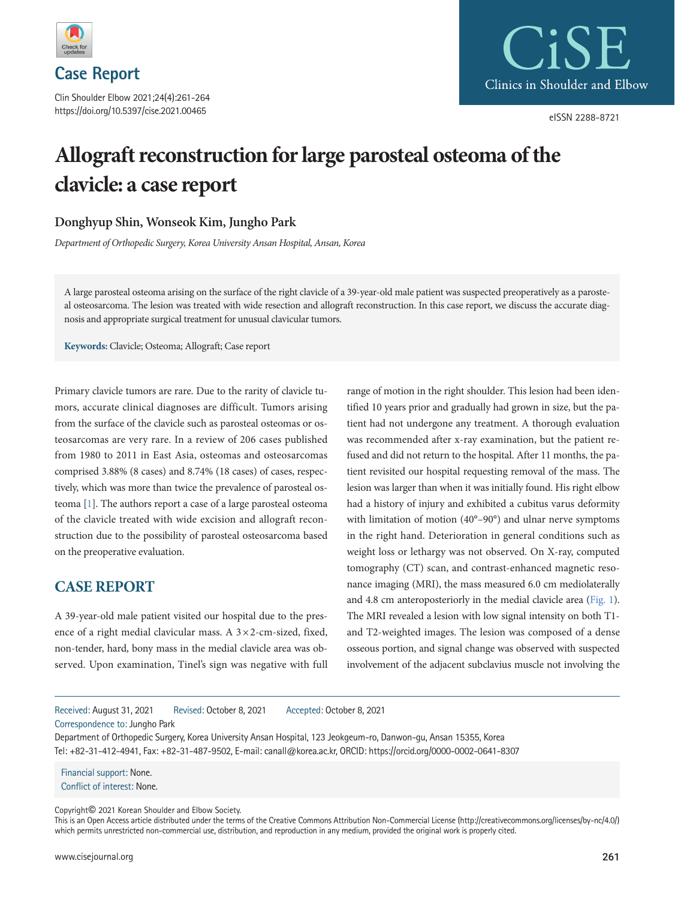Case Report

# Allograft reconstruction for large parosteal osteoma of the clavicle: a case report

**Donghyup Shin, Wonseok Kim, Jungho Park**

*Department of Orthopedic Surgery, Korea University Ansan Hospital, Ansan, Korea*

A large parosteal osteoma arising on the surface of the right clavicle of a 39-year-old male patient was suspected preoperatively as a parosteal osteosarcoma. The lesion was treated with wide resection and allograft reconstruction. In this case report, we discuss the accurate diagnosis and appropriate surgical treatment for unusual clavicular tumors.

**Keywords:** Clavicle; Osteoma; Allograft; Case report

Primary clavicle tumors are rare. Due to the rarity of clavicle tumors, accurate clinical diagnoses are difficult. Tumors arising from the surface of the clavicle such as parosteal osteomas or osteosarcomas are very rare. In a review of 206 cases published from 1980 to 2011 in East Asia, osteomas and osteosarcomas comprised 3.88% (8 cases) and 8.74% (18 cases) of cases, respectively, which was more than twice the prevalence of parosteal osteoma [1]. The authors report a case of a large parosteal osteoma of the clavicle treated with wide excision and allograft reconstruction due to the possibility of parosteal osteosarcoma based on the preoperative evaluation.

## CASE REPORT

A 39-year-old male patient visited our hospital due to the presence of a right medial clavicular mass. A 3×2-cm-sized, fixed, non-tender, hard, bony mass in the medial clavicle area was observed. Upon examination, Tinel's sign was negative with full range of motion in the right shoulder. This lesion had been identified 10 years prior and gradually had grown in size, but the patient had not undergone any treatment. A thorough evaluation was recommended after x-ray examination, but the patient refused and did not return to the hospital. After 11 months, the patient revisited our hospital requesting removal of the mass. The lesion was larger than when it was initially found. His right elbow had a history of injury and exhibited a cubitus varus deformity with limitation of motion (40°–90°) and ulnar nerve symptoms in the right hand. Deterioration in general conditions such as weight loss or lethargy was not observed. On X-ray, computed tomography (CT) scan, and contrast-enhanced magnetic resonance imaging (MRI), the mass measured 6.0 cm mediolaterally and 4.8 cm anteroposteriorly in the medial clavicle area (Fig. 1). The MRI revealed a lesion with low signal intensity on both T1- and T2-weighted images. The lesion was composed of a dense osseous portion, and signal change was observed with suspected involvement of the adjacent subclavius muscle not involving the

Received: August 31, 2021 Revised: October 8, 2021 Accepted: October 8, 2021

Correspondence to: Jungho Park

Department of Orthopedic Surgery, Korea University Ansan Hospital, 123 Jeokgeum-ro, Danwon-gu, Ansan 15355, Korea

Tel: +82-31-412-4941, Fax: +82-31-487-9502, E-mail: canall@korea.ac.kr, ORCID: https://orcid.org/0000-0002-0641-8307

Financial support: None.

Conflict of interest: None.

Copyright© 2021 Korean Shoulder and Elbow Society.

This is an Open Access article distributed under the terms of the Creative Commons Attribution Non-Commercial License (http://creativecommons.org/licenses/by-nc/4.0/) which permits unrestricted non-commercial use, distribution, and reproduction in any medium, provided the original work is properly cited.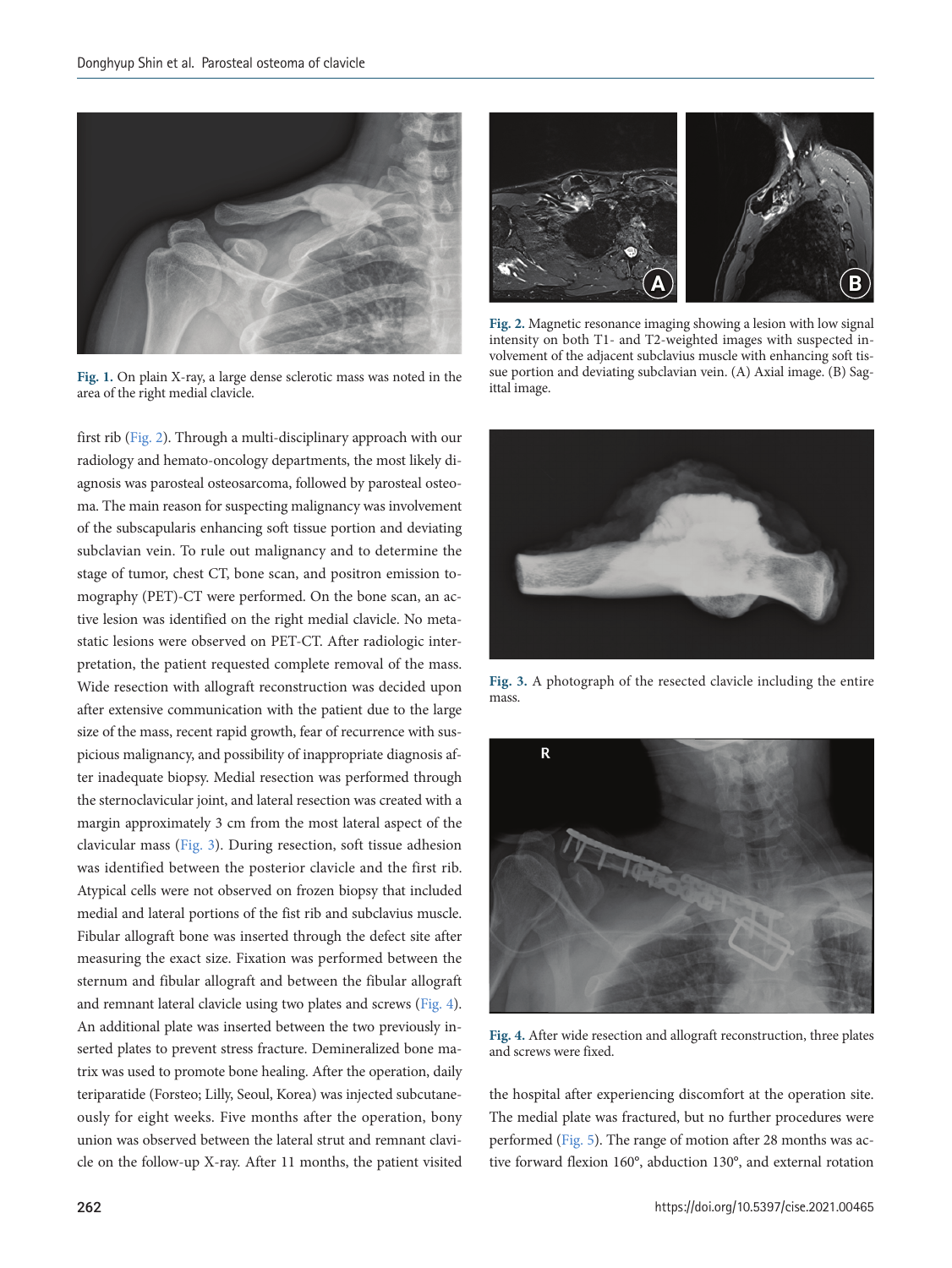Fig. 1. On plain X-ray, a large dense sclerotic mass was noted in the area of the right medial clavicle.

first rib (Fig. 2). Through a multi-disciplinary approach with our radiology and hemato-oncology departments, the most likely diagnosis was parosteal osteosarcoma, followed by parosteal osteoma. The main reason for suspecting malignancy was involvement of the subscapularis enhancing soft tissue portion and deviating subclavian vein. To rule out malignancy and to determine the stage of tumor, chest CT, bone scan, and positron emission tomography (PET)-CT were performed. On the bone scan, an active lesion was identified on the right medial clavicle. No metastatic lesions were observed on PET-CT. After radiologic interpretation, the patient requested complete removal of the mass. Wide resection with allograft reconstruction was decided upon after extensive communication with the patient due to the large size of the mass, recent rapid growth, fear of recurrence with suspicious malignancy, and possibility of inappropriate diagnosis after inadequate biopsy. Medial resection was performed through the sternoclavicular joint, and lateral resection was created with a margin approximately 3 cm from the most lateral aspect of the clavicular mass (Fig. 3). During resection, soft tissue adhesion was identified between the posterior clavicle and the first rib. Atypical cells were not observed on frozen biopsy that included medial and lateral portions of the fist rib and subclavius muscle. Fibular allograft bone was inserted through the defect site after measuring the exact size. Fixation was performed between the sternum and fibular allograft and between the fibular allograft and remnant lateral clavicle using two plates and screws (Fig. 4). An additional plate was inserted between the two previously inserted plates to prevent stress fracture. Demineralized bone matrix was used to promote bone healing. After the operation, daily teriparatide (Forsteo; Lilly, Seoul, Korea) was injected subcutaneously for eight weeks. Five months after the operation, bony union was observed between the lateral strut and remnant clavicle on the follow-up X-ray. After 11 months, the patient visited the hospital after experiencing discomfort at the operation site. The medial plate was fractured, but no further procedures were performed (Fig. 5). The range of motion after 28 months was active forward flexion 160°, abduction 130°, and external rotation

Fig. 2. Magnetic resonance imaging showing a lesion with low signal intensity on both T1- and T2-weighted images with suspected involvement of the adjacent subclavius muscle with enhancing soft tissue portion and deviating subclavian vein. (A) Axial image. (B) Sagittal image.

Fig. 3. A photograph of the resected clavicle including the entire mass.

Fig. 4. After wide resection and allograft reconstruction, three plates and screws were fixed.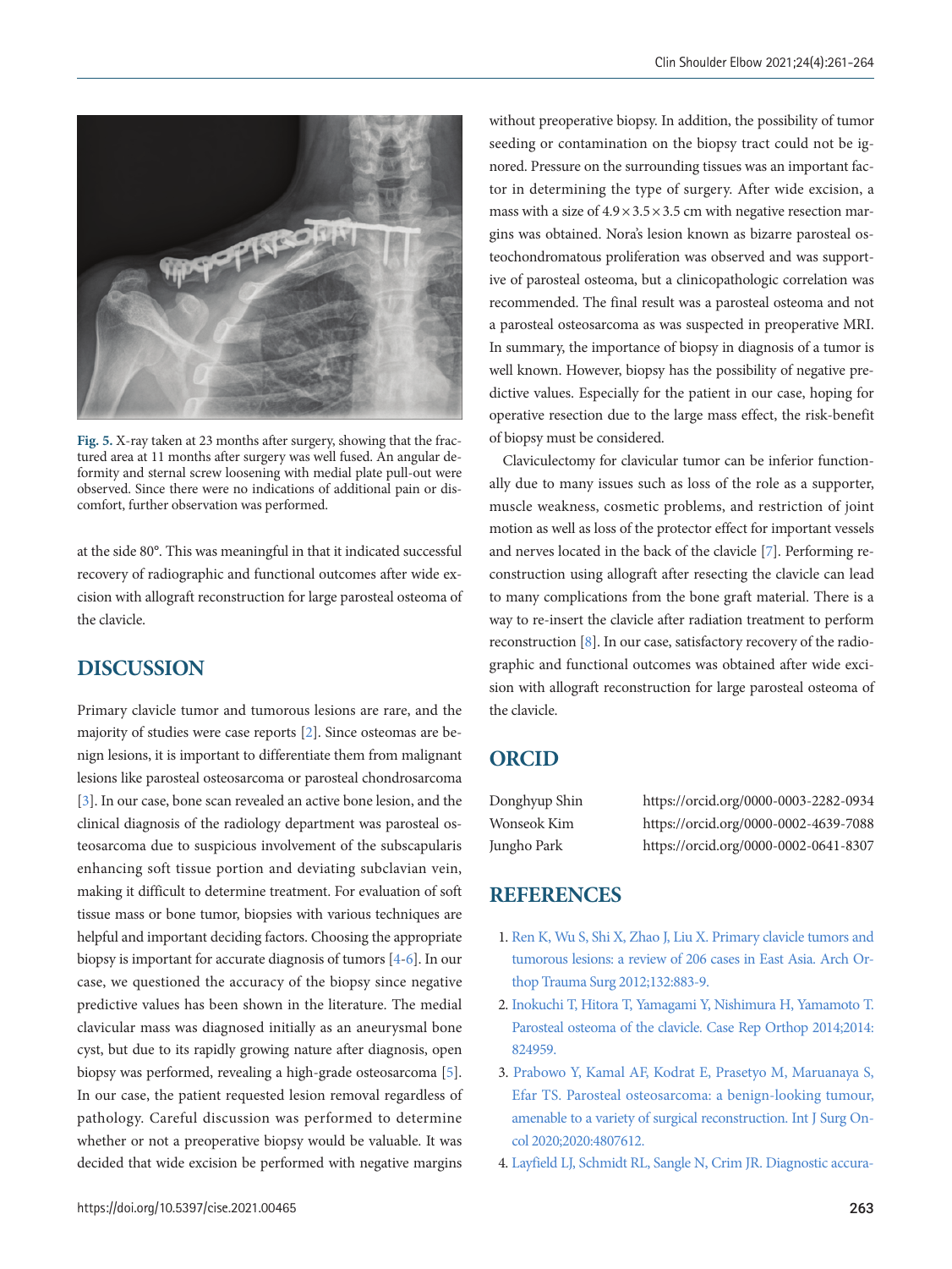Fig. 5. X-ray taken at 23 months after surgery, showing that the fractured area at 11 months after surgery was well fused. An angular deformity and sternal screw loosening with medial plate pull-out were observed. Since there were no indications of additional pain or discomfort, further observation was performed.

at the side 80°. This was meaningful in that it indicated successful recovery of radiographic and functional outcomes after wide excision with allograft reconstruction for large parosteal osteoma of the clavicle.

## DISCUSSION

Primary clavicle tumor and tumorous lesions are rare, and the majority of studies were case reports [2]. Since osteomas are benign lesions, it is important to differentiate them from malignant lesions like parosteal osteosarcoma or parosteal chondrosarcoma [3]. In our case, bone scan revealed an active bone lesion, and the clinical diagnosis of the radiology department was parosteal osteosarcoma due to suspicious involvement of the subscapularis enhancing soft tissue portion and deviating subclavian vein, making it difficult to determine treatment. For evaluation of soft tissue mass or bone tumor, biopsies with various techniques are helpful and important deciding factors. Choosing the appropriate biopsy is important for accurate diagnosis of tumors [4-6]. In our case, we questioned the accuracy of the biopsy since negative predictive values has been shown in the literature. The medial clavicular mass was diagnosed initially as an aneurysmal bone cyst, but due to its rapidly growing nature after diagnosis, open biopsy was performed, revealing a high-grade osteosarcoma [5]. In our case, the patient requested lesion removal regardless of pathology. Careful discussion was performed to determine whether or not a preoperative biopsy would be valuable. It was decided that wide excision be performed with negative margins without preoperative biopsy. In addition, the possibility of tumor seeding or contamination on the biopsy tract could not be ignored. Pressure on the surrounding tissues was an important factor in determining the type of surgery. After wide excision, a mass with a size of 4.9×3.5×3.5 cm with negative resection margins was obtained. Nora's lesion known as bizarre parosteal osteochondromatous proliferation was observed and was supportive of parosteal osteoma, but a clinicopathologic correlation was recommended. The final result was a parosteal osteoma and not a parosteal osteosarcoma as was suspected in preoperative MRI. In summary, the importance of biopsy in diagnosis of a tumor is well known. However, biopsy has the possibility of negative predictive values. Especially for the patient in our case, hoping for operative resection due to the large mass effect, the risk-benefit of biopsy must be considered.

Claviculectomy for clavicular tumor can be inferior functionally due to many issues such as loss of the role as a supporter, muscle weakness, cosmetic problems, and restriction of joint motion as well as loss of the protector effect for important vessels and nerves located in the back of the clavicle [7]. Performing reconstruction using allograft after resecting the clavicle can lead to many complications from the bone graft material. There is a way to re-insert the clavicle after radiation treatment to perform reconstruction [8]. In our case, satisfactory recovery of the radiographic and functional outcomes was obtained after wide excision with allograft reconstruction for large parosteal osteoma of the clavicle.

## ORCID

Donghyup Shin https://orcid.org/0000-0003-2282-0934
Wonseok Kim https://orcid.org/0000-0002-4639-7088
Jungho Park https://orcid.org/0000-0002-0641-8307

## REFERENCES

1. Ren K, Wu S, Shi X, Zhao J, Liu X. Primary clavicle tumors and tumorous lesions: a review of 206 cases in East Asia. Arch Orthop Trauma Surg 2012;132:883-9.
2. Inokuchi T, Hitora T, Yamagami Y, Nishimura H, Yamamoto T. Parosteal osteoma of the clavicle. Case Rep Orthop 2014;2014:824959.
3. Prabowo Y, Kamal AF, Kodrat E, Prasetyo M, Maruanaya S, Efar TS. Parosteal osteosarcoma: a benign-looking tumour, amenable to a variety of surgical reconstruction. Int J Surg Oncol 2020;2020:4807612.
4. Layfield LJ, Schmidt RL, Sangle N, Crim JR. Diagnostic accura-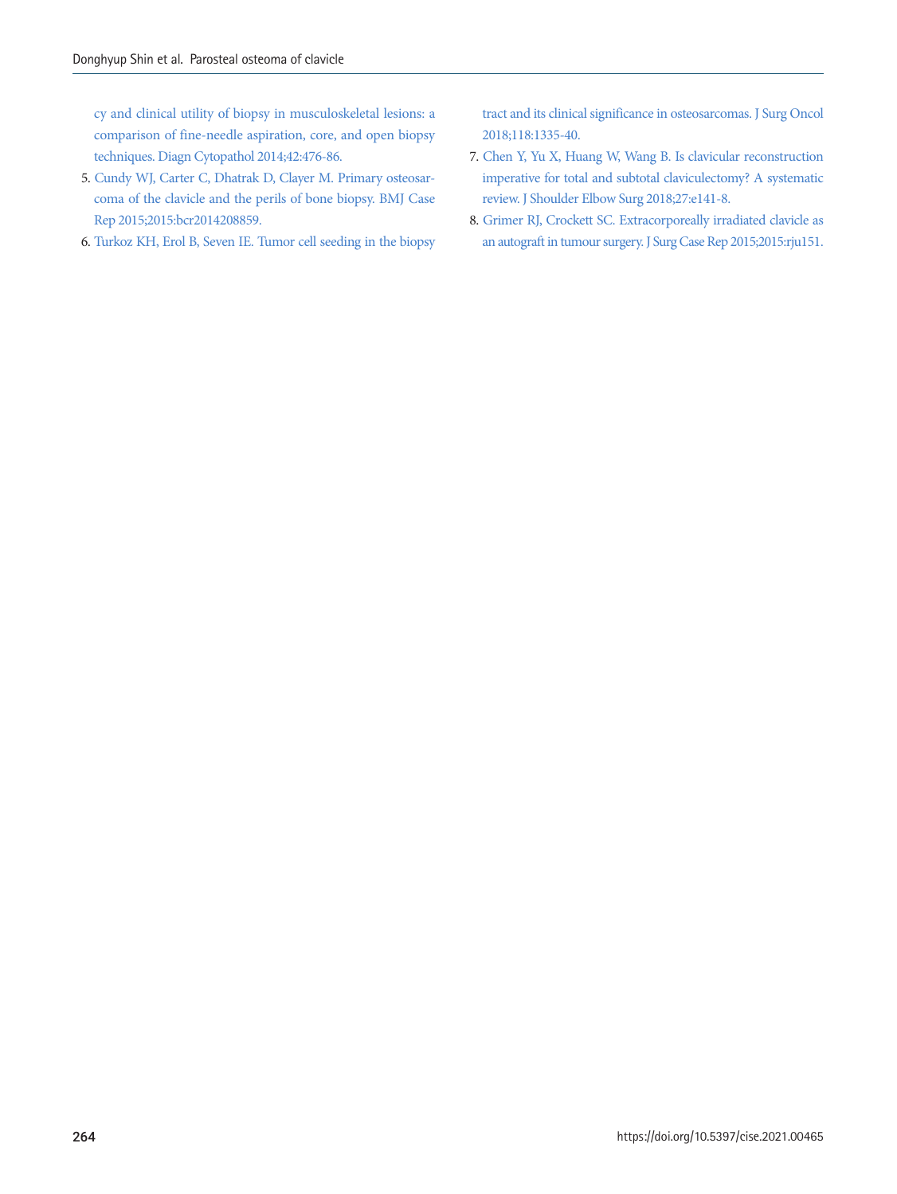cy and clinical utility of biopsy in musculoskeletal lesions: a comparison of fine-needle aspiration, core, and open biopsy techniques. Diagn Cytopathol 2014;42:476-86.

5. Cundy WJ, Carter C, Dhatrak D, Clayer M. Primary osteosarcoma of the clavicle and the perils of bone biopsy. BMJ Case Rep 2015;2015:bcr2014208859.
6. Turkoz KH, Erol B, Seven IE. Tumor cell seeding in the biopsy tract and its clinical significance in osteosarcomas. J Surg Oncol 2018;118:1335-40.
7. Chen Y, Yu X, Huang W, Wang B. Is clavicular reconstruction imperative for total and subtotal claviculectomy? A systematic review. J Shoulder Elbow Surg 2018;27:e141-8.
8. Grimer RJ, Crockett SC. Extracorporeally irradiated clavicle as an autograft in tumour surgery. J Surg Case Rep 2015;2015:rju151.